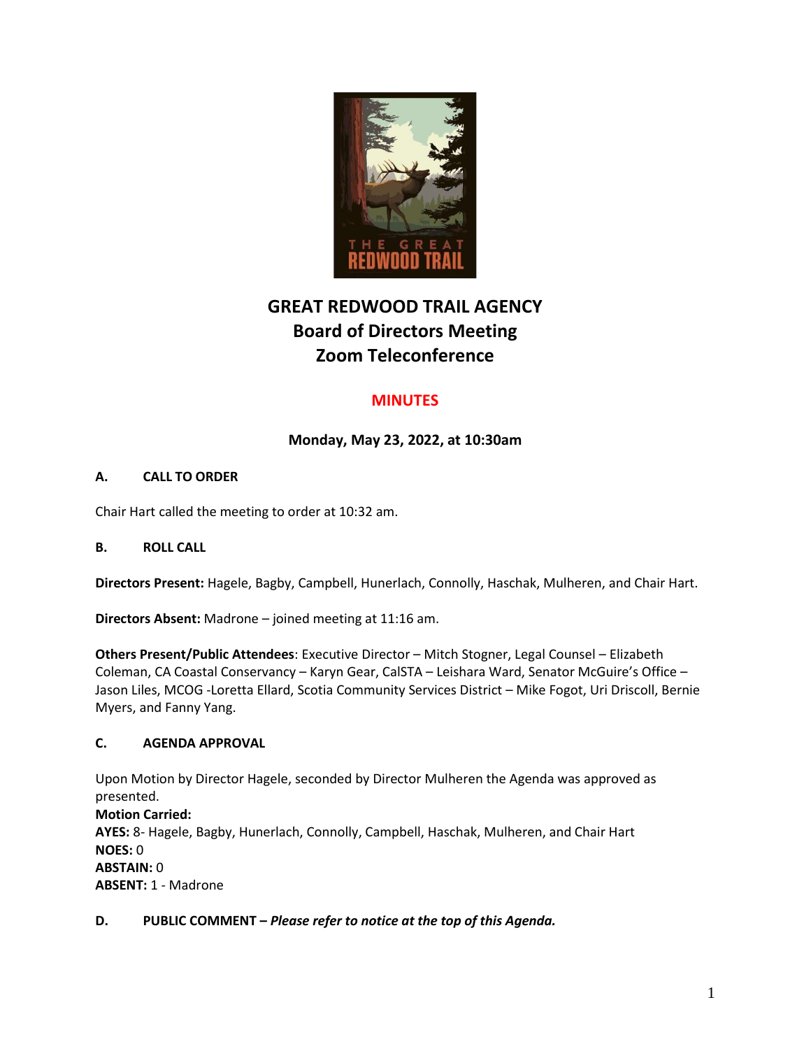# GREAT REDWOOD TRAIL AGENCY
## Board of Directors Meeting
## Zoom Teleconference

## MINUTES

**Monday, May 23, 2022, at 10:30am**

### A. CALL TO ORDER

Chair Hart called the meeting to order at 10:32 am.

### B. ROLL CALL

**Directors Present:** Hagele, Bagby, Campbell, Hunerlach, Connolly, Haschak, Mulheren, and Chair Hart.

**Directors Absent:** Madrone – joined meeting at 11:16 am.

**Others Present/Public Attendees**: Executive Director – Mitch Stogner, Legal Counsel – Elizabeth Coleman, CA Coastal Conservancy – Karyn Gear, CalSTA – Leishara Ward, Senator McGuire's Office – Jason Liles, MCOG -Loretta Ellard, Scotia Community Services District – Mike Fogot, Uri Driscoll, Bernie Myers, and Fanny Yang.

### C. AGENDA APPROVAL

Upon Motion by Director Hagele, seconded by Director Mulheren the Agenda was approved as presented.

**Motion Carried:**
**AYES:** 8- Hagele, Bagby, Hunerlach, Connolly, Campbell, Haschak, Mulheren, and Chair Hart
**NOES:** 0
**ABSTAIN:** 0
**ABSENT:** 1 - Madrone

### D. PUBLIC COMMENT – *Please refer to notice at the top of this Agenda.*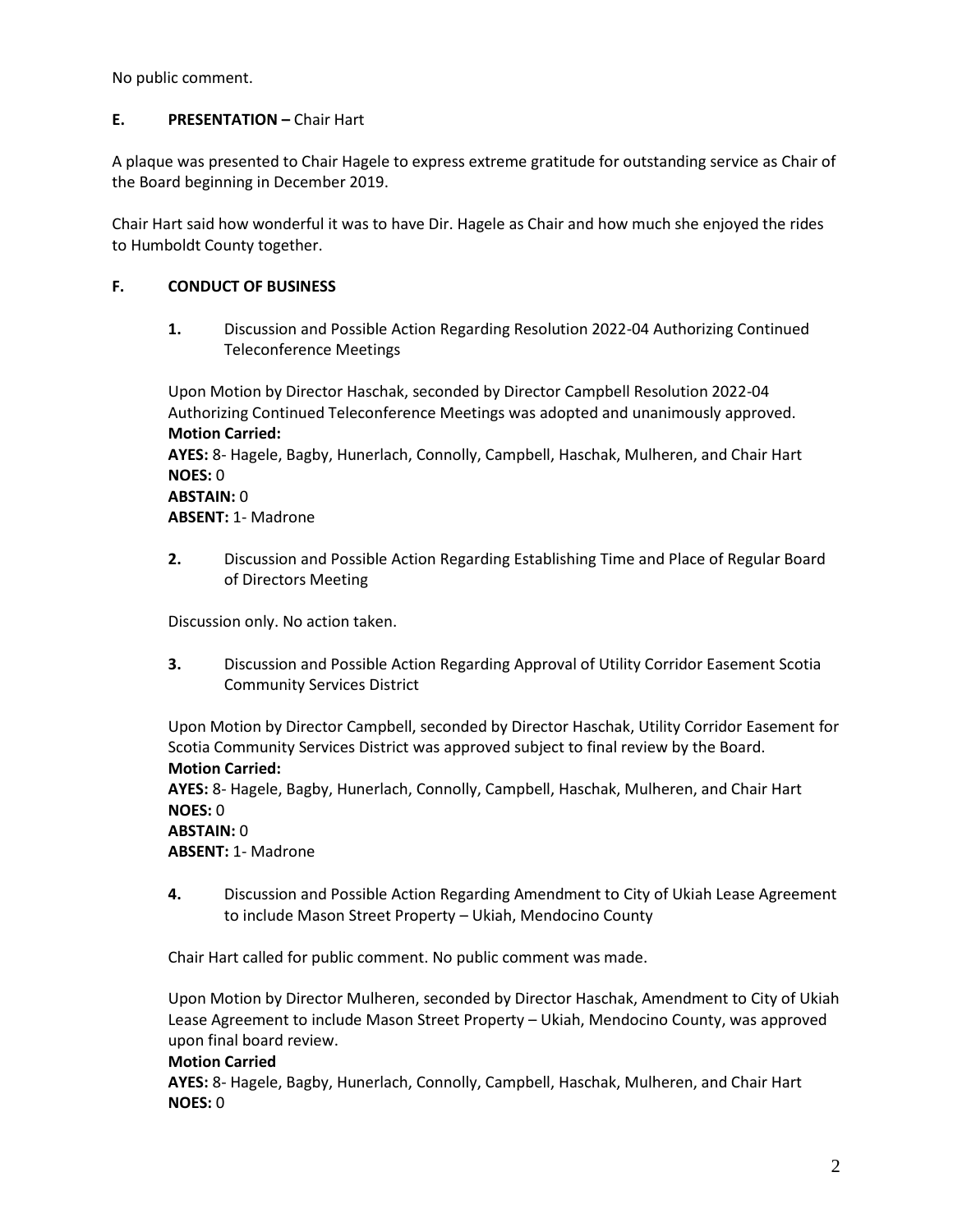No public comment.

**E. PRESENTATION –** Chair Hart

A plaque was presented to Chair Hagele to express extreme gratitude for outstanding service as Chair of the Board beginning in December 2019.

Chair Hart said how wonderful it was to have Dir. Hagele as Chair and how much she enjoyed the rides to Humboldt County together.

**F. CONDUCT OF BUSINESS**

**1.** Discussion and Possible Action Regarding Resolution 2022-04 Authorizing Continued Teleconference Meetings

Upon Motion by Director Haschak, seconded by Director Campbell Resolution 2022-04 Authorizing Continued Teleconference Meetings was adopted and unanimously approved.
**Motion Carried:**
**AYES:** 8- Hagele, Bagby, Hunerlach, Connolly, Campbell, Haschak, Mulheren, and Chair Hart
**NOES:** 0
**ABSTAIN:** 0
**ABSENT:** 1- Madrone

**2.** Discussion and Possible Action Regarding Establishing Time and Place of Regular Board of Directors Meeting

Discussion only. No action taken.

**3.** Discussion and Possible Action Regarding Approval of Utility Corridor Easement Scotia Community Services District

Upon Motion by Director Campbell, seconded by Director Haschak, Utility Corridor Easement for Scotia Community Services District was approved subject to final review by the Board.
**Motion Carried:**
**AYES:** 8- Hagele, Bagby, Hunerlach, Connolly, Campbell, Haschak, Mulheren, and Chair Hart
**NOES:** 0
**ABSTAIN:** 0
**ABSENT:** 1- Madrone

**4.** Discussion and Possible Action Regarding Amendment to City of Ukiah Lease Agreement to include Mason Street Property – Ukiah, Mendocino County

Chair Hart called for public comment. No public comment was made.

Upon Motion by Director Mulheren, seconded by Director Haschak, Amendment to City of Ukiah Lease Agreement to include Mason Street Property – Ukiah, Mendocino County, was approved upon final board review.
**Motion Carried**
**AYES:** 8- Hagele, Bagby, Hunerlach, Connolly, Campbell, Haschak, Mulheren, and Chair Hart
**NOES:** 0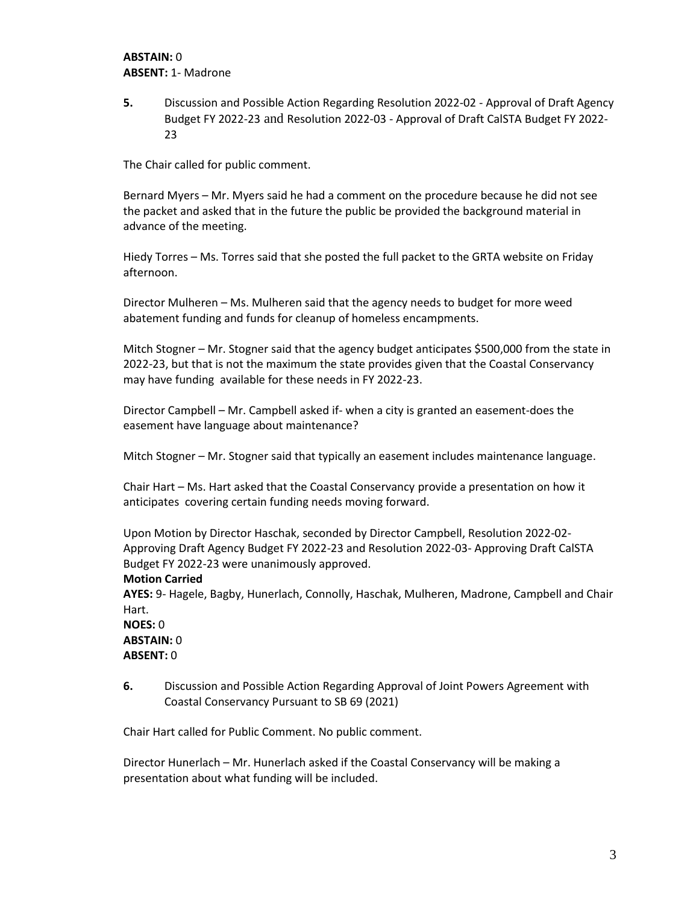**ABSTAIN:** 0
**ABSENT:** 1- Madrone

**5.** Discussion and Possible Action Regarding Resolution 2022-02 - Approval of Draft Agency Budget FY 2022-23 and Resolution 2022-03 - Approval of Draft CalSTA Budget FY 2022-23

The Chair called for public comment.

Bernard Myers – Mr. Myers said he had a comment on the procedure because he did not see the packet and asked that in the future the public be provided the background material in advance of the meeting.

Hiedy Torres – Ms. Torres said that she posted the full packet to the GRTA website on Friday afternoon.

Director Mulheren – Ms. Mulheren said that the agency needs to budget for more weed abatement funding and funds for cleanup of homeless encampments.

Mitch Stogner – Mr. Stogner said that the agency budget anticipates $500,000 from the state in 2022-23, but that is not the maximum the state provides given that the Coastal Conservancy may have funding available for these needs in FY 2022-23.

Director Campbell – Mr. Campbell asked if- when a city is granted an easement-does the easement have language about maintenance?

Mitch Stogner – Mr. Stogner said that typically an easement includes maintenance language.

Chair Hart – Ms. Hart asked that the Coastal Conservancy provide a presentation on how it anticipates covering certain funding needs moving forward.

Upon Motion by Director Haschak, seconded by Director Campbell, Resolution 2022-02- Approving Draft Agency Budget FY 2022-23 and Resolution 2022-03- Approving Draft CalSTA Budget FY 2022-23 were unanimously approved.

**Motion Carried**
**AYES:** 9- Hagele, Bagby, Hunerlach, Connolly, Haschak, Mulheren, Madrone, Campbell and Chair Hart.
**NOES:** 0
**ABSTAIN:** 0
**ABSENT:** 0

**6.** Discussion and Possible Action Regarding Approval of Joint Powers Agreement with Coastal Conservancy Pursuant to SB 69 (2021)

Chair Hart called for Public Comment. No public comment.

Director Hunerlach – Mr. Hunerlach asked if the Coastal Conservancy will be making a presentation about what funding will be included.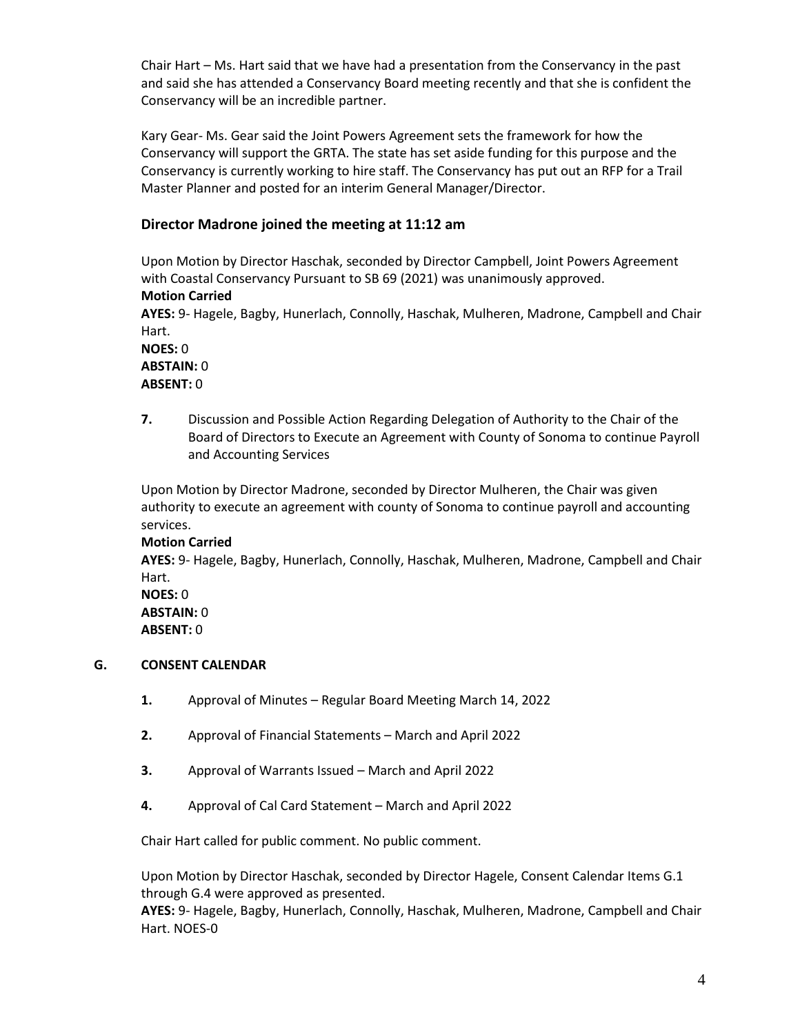Chair Hart – Ms. Hart said that we have had a presentation from the Conservancy in the past and said she has attended a Conservancy Board meeting recently and that she is confident the Conservancy will be an incredible partner.

Kary Gear- Ms. Gear said the Joint Powers Agreement sets the framework for how the Conservancy will support the GRTA. The state has set aside funding for this purpose and the Conservancy is currently working to hire staff. The Conservancy has put out an RFP for a Trail Master Planner and posted for an interim General Manager/Director.

### Director Madrone joined the meeting at 11:12 am

Upon Motion by Director Haschak, seconded by Director Campbell, Joint Powers Agreement with Coastal Conservancy Pursuant to SB 69 (2021) was unanimously approved.
**Motion Carried**
**AYES:** 9- Hagele, Bagby, Hunerlach, Connolly, Haschak, Mulheren, Madrone, Campbell and Chair Hart.
**NOES:** 0
**ABSTAIN:** 0
**ABSENT:** 0

**7.** Discussion and Possible Action Regarding Delegation of Authority to the Chair of the Board of Directors to Execute an Agreement with County of Sonoma to continue Payroll and Accounting Services

Upon Motion by Director Madrone, seconded by Director Mulheren, the Chair was given authority to execute an agreement with county of Sonoma to continue payroll and accounting services.
**Motion Carried**
**AYES:** 9- Hagele, Bagby, Hunerlach, Connolly, Haschak, Mulheren, Madrone, Campbell and Chair Hart.
**NOES:** 0
**ABSTAIN:** 0
**ABSENT:** 0

## G. CONSENT CALENDAR

**1.** Approval of Minutes – Regular Board Meeting March 14, 2022

**2.** Approval of Financial Statements – March and April 2022

**3.** Approval of Warrants Issued – March and April 2022

**4.** Approval of Cal Card Statement – March and April 2022

Chair Hart called for public comment. No public comment.

Upon Motion by Director Haschak, seconded by Director Hagele, Consent Calendar Items G.1 through G.4 were approved as presented.
**AYES:** 9- Hagele, Bagby, Hunerlach, Connolly, Haschak, Mulheren, Madrone, Campbell and Chair Hart. NOES-0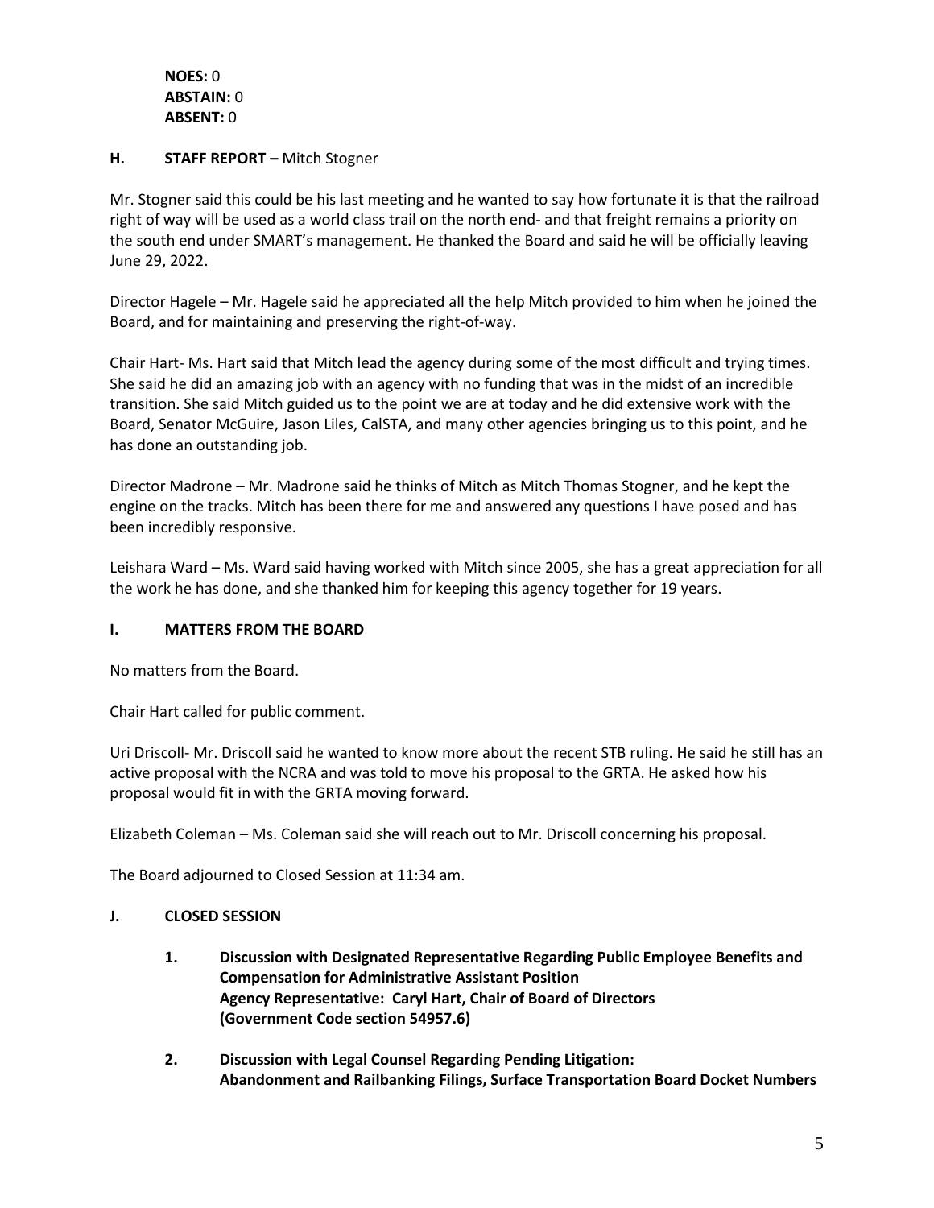**NOES:** 0
**ABSTAIN:** 0
**ABSENT:** 0

## H. STAFF REPORT – Mitch Stogner

Mr. Stogner said this could be his last meeting and he wanted to say how fortunate it is that the railroad right of way will be used as a world class trail on the north end- and that freight remains a priority on the south end under SMART's management. He thanked the Board and said he will be officially leaving June 29, 2022.

Director Hagele – Mr. Hagele said he appreciated all the help Mitch provided to him when he joined the Board, and for maintaining and preserving the right-of-way.

Chair Hart- Ms. Hart said that Mitch lead the agency during some of the most difficult and trying times. She said he did an amazing job with an agency with no funding that was in the midst of an incredible transition. She said Mitch guided us to the point we are at today and he did extensive work with the Board, Senator McGuire, Jason Liles, CalSTA, and many other agencies bringing us to this point, and he has done an outstanding job.

Director Madrone – Mr. Madrone said he thinks of Mitch as Mitch Thomas Stogner, and he kept the engine on the tracks. Mitch has been there for me and answered any questions I have posed and has been incredibly responsive.

Leishara Ward – Ms. Ward said having worked with Mitch since 2005, she has a great appreciation for all the work he has done, and she thanked him for keeping this agency together for 19 years.

## I. MATTERS FROM THE BOARD

No matters from the Board.

Chair Hart called for public comment.

Uri Driscoll- Mr. Driscoll said he wanted to know more about the recent STB ruling. He said he still has an active proposal with the NCRA and was told to move his proposal to the GRTA. He asked how his proposal would fit in with the GRTA moving forward.

Elizabeth Coleman – Ms. Coleman said she will reach out to Mr. Driscoll concerning his proposal.

The Board adjourned to Closed Session at 11:34 am.

## J. CLOSED SESSION

1. **Discussion with Designated Representative Regarding Public Employee Benefits and Compensation for Administrative Assistant Position**
   **Agency Representative: Caryl Hart, Chair of Board of Directors**
   **(Government Code section 54957.6)**

2. **Discussion with Legal Counsel Regarding Pending Litigation:**
   **Abandonment and Railbanking Filings, Surface Transportation Board Docket Numbers**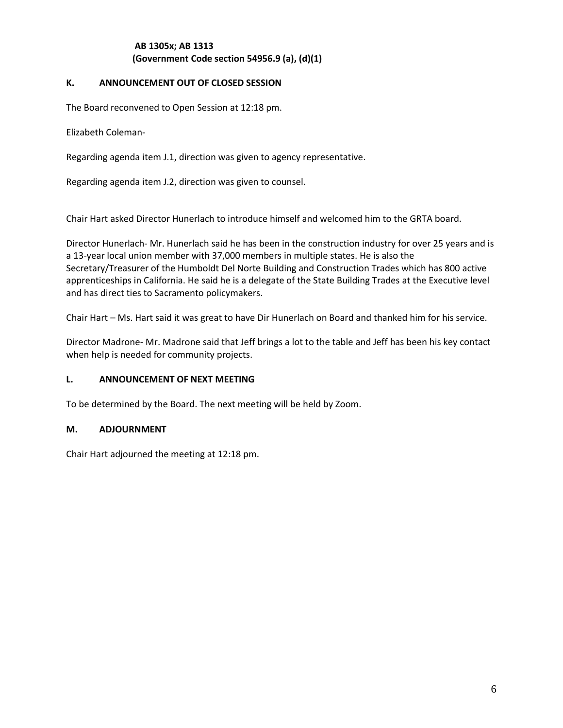**AB 1305x; AB 1313**
**(Government Code section 54956.9 (a), (d)(1)**

## K. ANNOUNCEMENT OUT OF CLOSED SESSION

The Board reconvened to Open Session at 12:18 pm.

Elizabeth Coleman-

Regarding agenda item J.1, direction was given to agency representative.

Regarding agenda item J.2, direction was given to counsel.

Chair Hart asked Director Hunerlach to introduce himself and welcomed him to the GRTA board.

Director Hunerlach- Mr. Hunerlach said he has been in the construction industry for over 25 years and is a 13-year local union member with 37,000 members in multiple states. He is also the Secretary/Treasurer of the Humboldt Del Norte Building and Construction Trades which has 800 active apprenticeships in California. He said he is a delegate of the State Building Trades at the Executive level and has direct ties to Sacramento policymakers.

Chair Hart – Ms. Hart said it was great to have Dir Hunerlach on Board and thanked him for his service.

Director Madrone- Mr. Madrone said that Jeff brings a lot to the table and Jeff has been his key contact when help is needed for community projects.

## L. ANNOUNCEMENT OF NEXT MEETING

To be determined by the Board. The next meeting will be held by Zoom.

## M. ADJOURNMENT

Chair Hart adjourned the meeting at 12:18 pm.